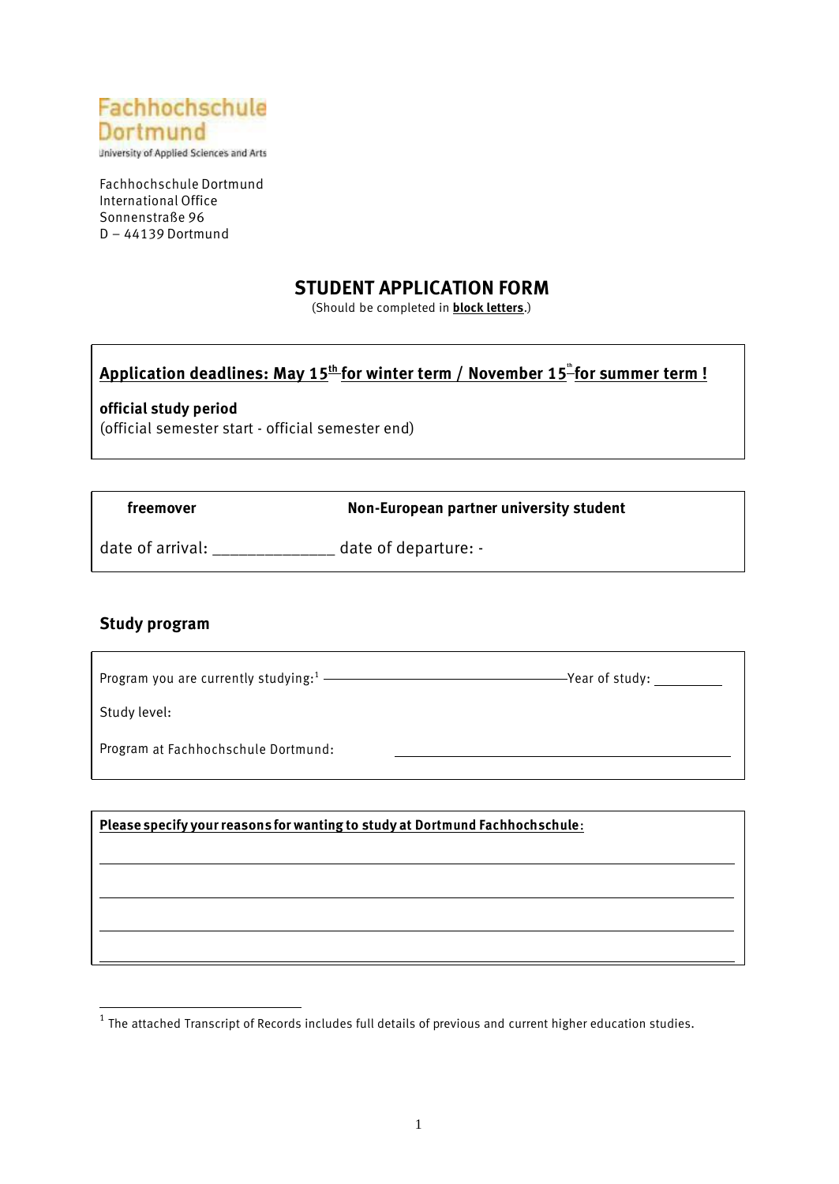Fachhochschule Dortmund
University of Applied Sciences and Arts

Fachhochschule Dortmund
International Office
Sonnenstraße 96
D – 44139 Dortmund

# STUDENT APPLICATION FORM

(Should be completed in **block letters**.)

**Application deadlines: May 15th for winter term / November 15th for summer term !**

**official study period**
(official semester start - official semester end)

**freemover** **Non-European partner university student**

date of arrival: _____________ date of departure: -

## Study program

Program you are currently studying:[1] ______________________ Year of study: _________

Study level:

Program at Fachhochschule Dortmund: ______________________

**Please specify your reasons for wanting to study at Dortmund Fachhochschule:**

______________________

______________________

______________________

______________________

[1] The attached Transcript of Records includes full details of previous and current higher education studies.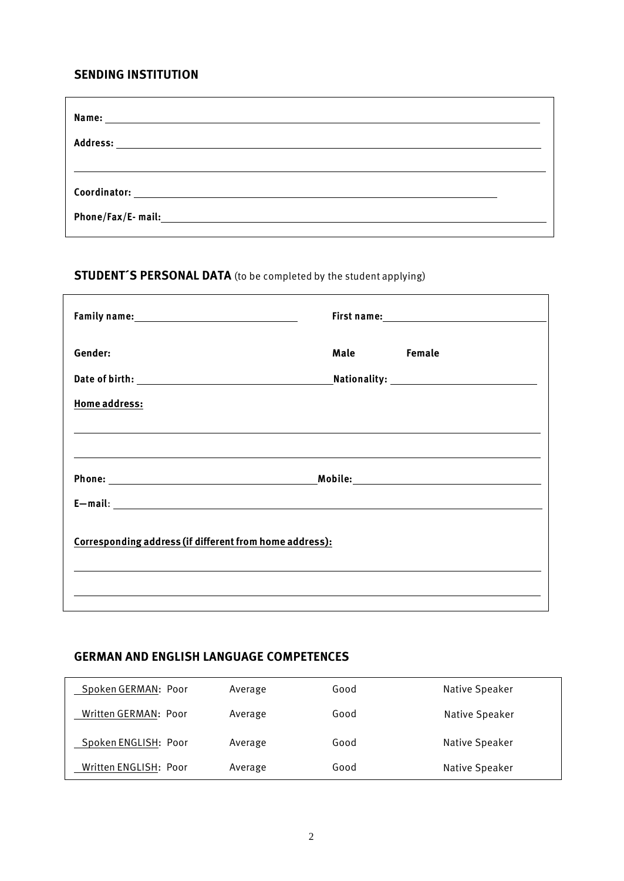## SENDING INSTITUTION

**Name:** 

**Address:** 

**Coordinator:** 

**Phone/Fax/E- mail:** 

## STUDENT´S PERSONAL DATA (to be completed by the student applying)

**Family name:** 

**First name:** 

**Gender:** **Male** **Female**

**Date of birth:** 

**Nationality:** 

**Home address:**

**Phone:** 

**Mobile:** 

**E—mail**: 

**Corresponding address (if different from home address):**

## GERMAN AND ENGLISH LANGUAGE COMPETENCES

| | | | | |
|---|---|---|---|---|
| Spoken GERMAN: | Poor | Average | Good | Native Speaker |
| Written GERMAN: | Poor | Average | Good | Native Speaker |
| Spoken ENGLISH: | Poor | Average | Good | Native Speaker |
| Written ENGLISH: | Poor | Average | Good | Native Speaker |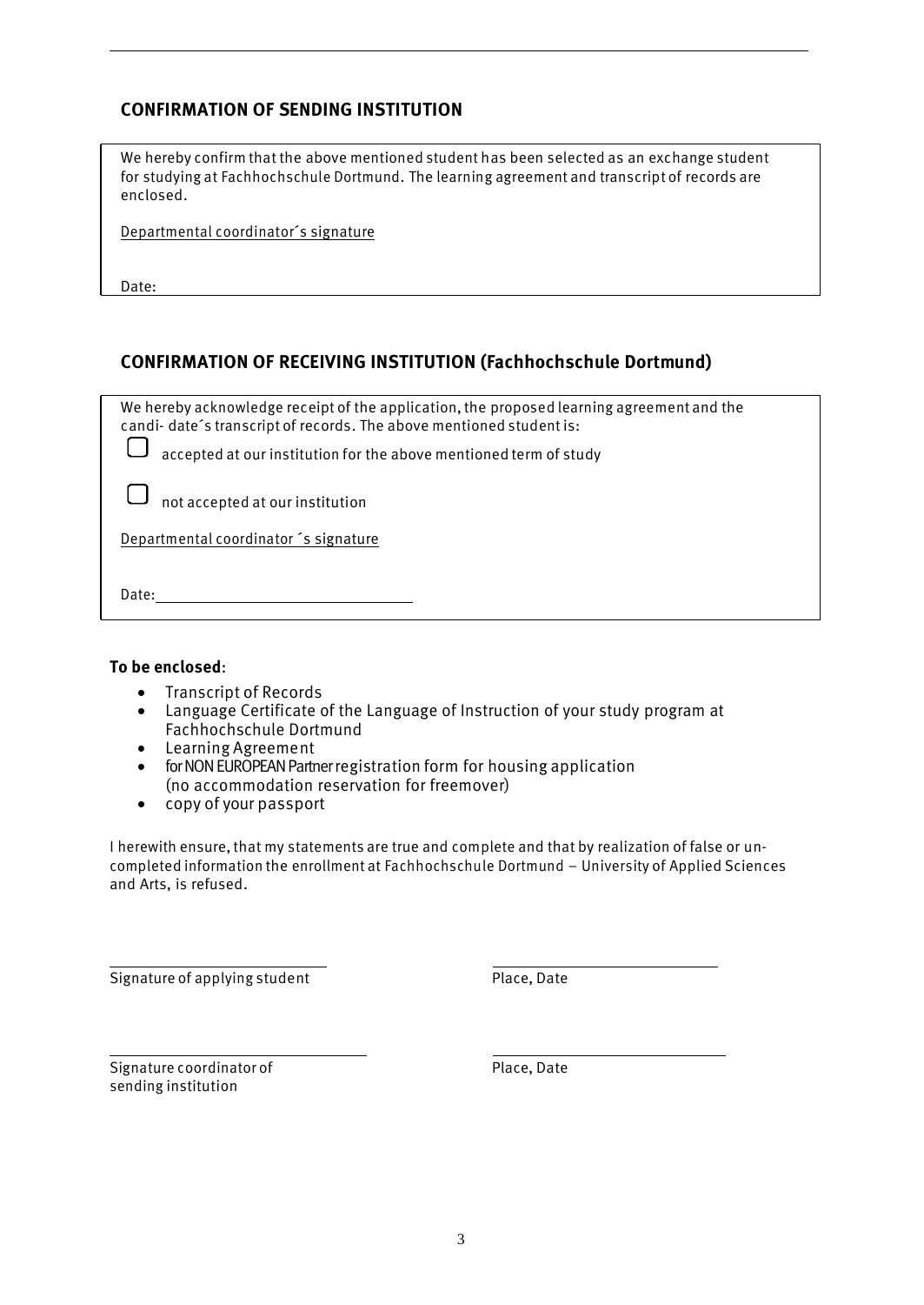## CONFIRMATION OF SENDING INSTITUTION

We hereby confirm that the above mentioned student has been selected as an exchange student for studying at Fachhochschule Dortmund. The learning agreement and transcript of records are enclosed.

Departmental coordinator´s signature

Date:

## CONFIRMATION OF RECEIVING INSTITUTION (Fachhochschule Dortmund)

We hereby acknowledge receipt of the application, the proposed learning agreement and the candi- date´s transcript of records. The above mentioned student is:

☐ accepted at our institution for the above mentioned term of study

☐ not accepted at our institution

Departmental coordinator ´s signature

Date: ______________________________

**To be enclosed**:

- Transcript of Records
- Language Certificate of the Language of Instruction of your study program at Fachhochschule Dortmund
- Learning Agreement
- for NON EUROPEAN Partner registration form for housing application (no accommodation reservation for freemover)
- copy of your passport

I herewith ensure, that my statements are true and complete and that by realization of false or un-completed information the enrollment at Fachhochschule Dortmund – University of Applied Sciences and Arts, is refused.

Signature of applying student ______________________________ Place, Date ______________________________

Signature coordinator of sending institution ______________________________ Place, Date ______________________________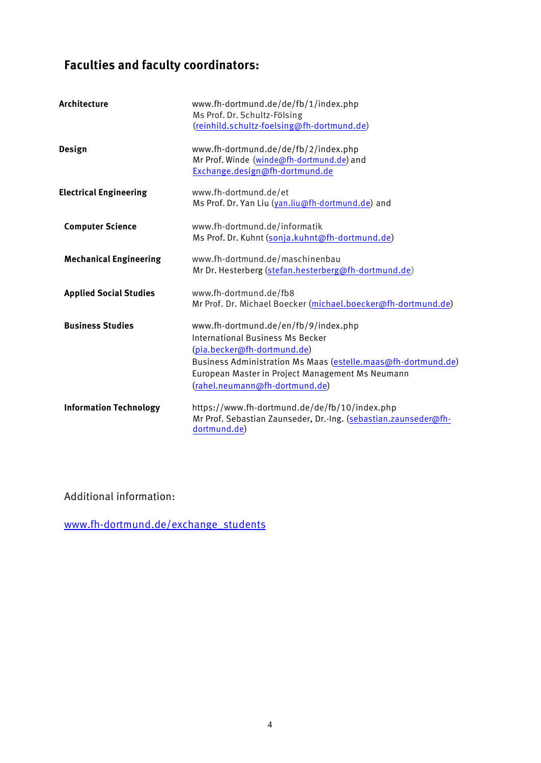## Faculties and faculty coordinators:

| | |
|---|---|
| **Architecture** | www.fh-dortmund.de/de/fb/1/index.php<br>Ms Prof. Dr. Schultz-Fölsing<br>(reinhild.schultz-foelsing@fh-dortmund.de) |
| **Design** | www.fh-dortmund.de/de/fb/2/index.php<br>Mr Prof. Winde (winde@fh-dortmund.de) and<br>Exchange.design@fh-dortmund.de |
| **Electrical Engineering** | www.fh-dortmund.de/et<br>Ms Prof. Dr. Yan Liu (yan.liu@fh-dortmund.de) and |
| **Computer Science** | www.fh-dortmund.de/informatik<br>Ms Prof. Dr. Kuhnt (sonja.kuhnt@fh-dortmund.de) |
| **Mechanical Engineering** | www.fh-dortmund.de/maschinenbau<br>Mr Dr. Hesterberg (stefan.hesterberg@fh-dortmund.de) |
| **Applied Social Studies** | www.fh-dortmund.de/fb8<br>Mr Prof. Dr. Michael Boecker (michael.boecker@fh-dortmund.de) |
| **Business Studies** | www.fh-dortmund.de/en/fb/9/index.php<br>International Business Ms Becker<br>(pia.becker@fh-dortmund.de)<br>Business Administration Ms Maas (estelle.maas@fh-dortmund.de)<br>European Master in Project Management Ms Neumann<br>(rahel.neumann@fh-dortmund.de) |
| **Information Technology** | https://www.fh-dortmund.de/de/fb/10/index.php<br>Mr Prof. Sebastian Zaunseder, Dr.-Ing. (sebastian.zaunseder@fh-dortmund.de) |

Additional information:

www.fh-dortmund.de/exchange_students